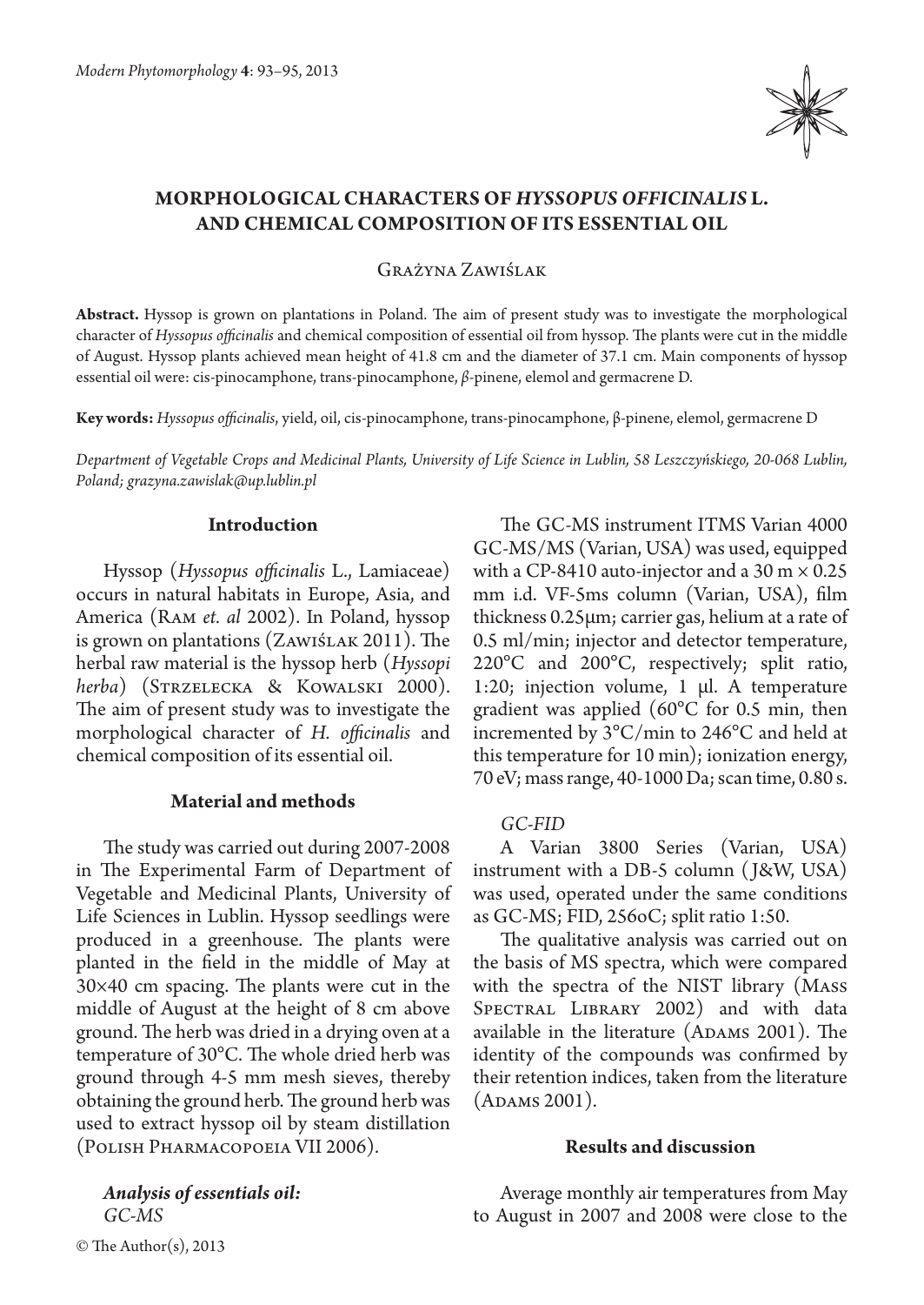# MORPHOLOGICAL CHARACTERS OF *HYSSOPUS OFFICINALIS* L. AND CHEMICAL COMPOSITION OF ITS ESSENTIAL OIL

Grażyna Zawiślak

**Abstract.** Hyssop is grown on plantations in Poland. The aim of present study was to investigate the morphological character of *Hyssopus officinalis* and chemical composition of essential oil from hyssop. The plants were cut in the middle of August. Hyssop plants achieved mean height of 41.8 cm and the diameter of 37.1 cm. Main components of hyssop essential oil were: cis-pinocamphone, trans-pinocamphone, *β*-pinene, elemol and germacrene D.

**Key words:** *Hyssopus officinalis*, yield, oil, cis-pinocamphone, trans-pinocamphone, β-pinene, elemol, germacrene D

*Department of Vegetable Crops and Medicinal Plants, University of Life Science in Lublin, 58 Leszczyńskiego, 20-068 Lublin, Poland; grazyna.zawislak@up.lublin.pl*

## Introduction

Hyssop (*Hyssopus officinalis* L., Lamiaceae) occurs in natural habitats in Europe, Asia, and America (Ram *et. al* 2002). In Poland, hyssop is grown on plantations (Zawiślak 2011). The herbal raw material is the hyssop herb (*Hyssopi herba*) (Strzelecka & Kowalski 2000). The aim of present study was to investigate the morphological character of *H. officinalis* and chemical composition of its essential oil.

## Material and methods

The study was carried out during 2007-2008 in The Experimental Farm of Department of Vegetable and Medicinal Plants, University of Life Sciences in Lublin. Hyssop seedlings were produced in a greenhouse. The plants were planted in the field in the middle of May at 30×40 cm spacing. The plants were cut in the middle of August at the height of 8 cm above ground. The herb was dried in a drying oven at a temperature of 30°C. The whole dried herb was ground through 4-5 mm mesh sieves, thereby obtaining the ground herb. The ground herb was used to extract hyssop oil by steam distillation (Polish Pharmacopoeia VII 2006).

***Analysis of essentials oil:***
*GC-MS*

The GC-MS instrument ITMS Varian 4000 GC-MS/MS (Varian, USA) was used, equipped with a CP-8410 auto-injector and a 30 m × 0.25 mm i.d. VF-5ms column (Varian, USA), film thickness 0.25μm; carrier gas, helium at a rate of 0.5 ml/min; injector and detector temperature, 220°C and 200°C, respectively; split ratio, 1:20; injection volume, 1 μl. A temperature gradient was applied (60°C for 0.5 min, then incremented by 3°C/min to 246°C and held at this temperature for 10 min); ionization energy, 70 eV; mass range, 40-1000 Da; scan time, 0.80 s.

*GC-FID*

A Varian 3800 Series (Varian, USA) instrument with a DB-5 column (J&W, USA) was used, operated under the same conditions as GC-MS; FID, 256oC; split ratio 1:50.

The qualitative analysis was carried out on the basis of MS spectra, which were compared with the spectra of the NIST library (Mass Spectral Library 2002) and with data available in the literature (Adams 2001). The identity of the compounds was confirmed by their retention indices, taken from the literature (Adams 2001).

## Results and discussion

Average monthly air temperatures from May to August in 2007 and 2008 were close to the

© The Author(s), 2013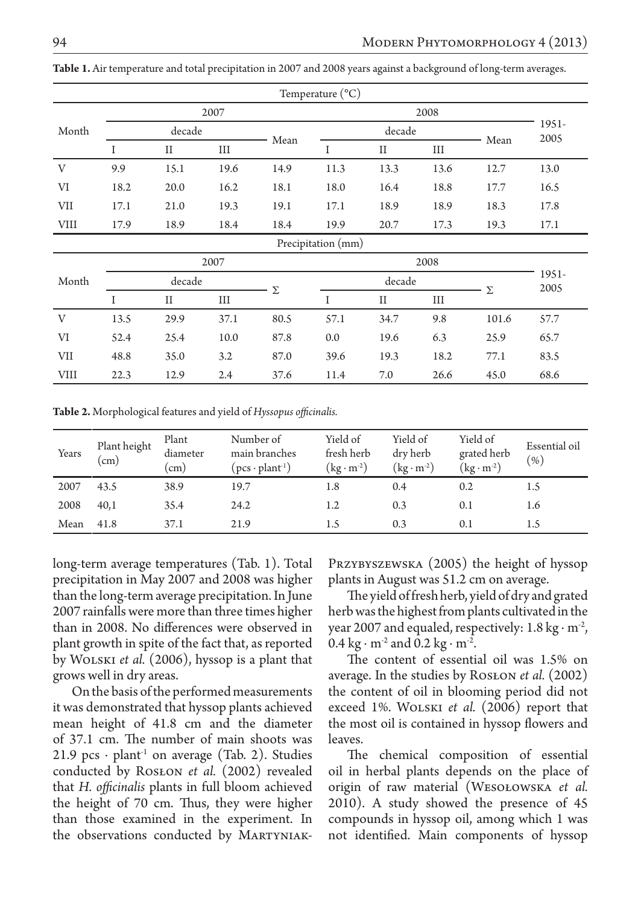**Table 1.** Air temperature and total precipitation in 2007 and 2008 years against a background of long-term averages.

| Temperature (°C) | | | | | | | | | |
|---|---|---|---|---|---|---|---|---|---|
| Month | 2007 | | | | 2008 | | | | 1951-2005 |
| | decade | | | Mean | decade | | | Mean | |
| | I | II | III | | I | II | III | | |
| V | 9.9 | 15.1 | 19.6 | 14.9 | 11.3 | 13.3 | 13.6 | 12.7 | 13.0 |
| VI | 18.2 | 20.0 | 16.2 | 18.1 | 18.0 | 16.4 | 18.8 | 17.7 | 16.5 |
| VII | 17.1 | 21.0 | 19.3 | 19.1 | 17.1 | 18.9 | 18.9 | 18.3 | 17.8 |
| VIII | 17.9 | 18.9 | 18.4 | 18.4 | 19.9 | 20.7 | 17.3 | 19.3 | 17.1 |
| **Precipitation (mm)** | | | | | | | | | |
| Month | 2007 | | | | 2008 | | | | 1951-2005 |
| | decade | | | Σ | decade | | | Σ | |
| | I | II | III | | I | II | III | | |
| V | 13.5 | 29.9 | 37.1 | 80.5 | 57.1 | 34.7 | 9.8 | 101.6 | 57.7 |
| VI | 52.4 | 25.4 | 10.0 | 87.8 | 0.0 | 19.6 | 6.3 | 25.9 | 65.7 |
| VII | 48.8 | 35.0 | 3.2 | 87.0 | 39.6 | 19.3 | 18.2 | 77.1 | 83.5 |
| VIII | 22.3 | 12.9 | 2.4 | 37.6 | 11.4 | 7.0 | 26.6 | 45.0 | 68.6 |

**Table 2.** Morphological features and yield of *Hyssopus officinalis.*

| Years | Plant height (cm) | Plant diameter (cm) | Number of main branches ($pcs \cdot plant^{-1}$) | Yield of fresh herb ($kg \cdot m^{-2}$) | Yield of dry herb ($kg \cdot m^{-2}$) | Yield of grated herb ($kg \cdot m^{-2}$) | Essential oil (%) |
|---|---|---|---|---|---|---|---|
| 2007 | 43.5 | 38.9 | 19.7 | 1.8 | 0.4 | 0.2 | 1.5 |
| 2008 | 40,1 | 35.4 | 24.2 | 1.2 | 0.3 | 0.1 | 1.6 |
| Mean | 41.8 | 37.1 | 21.9 | 1.5 | 0.3 | 0.1 | 1.5 |

long-term average temperatures (Tab. 1). Total precipitation in May 2007 and 2008 was higher than the long-term average precipitation. In June 2007 rainfalls were more than three times higher than in 2008. No differences were observed in plant growth in spite of the fact that, as reported by Wolski *et al.* (2006), hyssop is a plant that grows well in dry areas.

On the basis of the performed measurements it was demonstrated that hyssop plants achieved mean height of 41.8 cm and the diameter of 37.1 cm. The number of main shoots was 21.9 $pcs \cdot plant^{-1}$ on average (Tab. 2). Studies conducted by Rosłon *et al.* (2002) revealed that *H. officinalis* plants in full bloom achieved the height of 70 cm. Thus, they were higher than those examined in the experiment. In the observations conducted by Martyniak-Przybyszewska (2005) the height of hyssop plants in August was 51.2 cm on average.

The yield of fresh herb, yield of dry and grated herb was the highest from plants cultivated in the year 2007 and equaled, respectively: 1.8 $kg \cdot m^{-2}$, 0.4 $kg \cdot m^{-2}$ and 0.2 $kg \cdot m^{-2}$.

The content of essential oil was 1.5% on average. In the studies by Rosłon *et al.* (2002) the content of oil in blooming period did not exceed 1%. Wolski *et al.* (2006) report that the most oil is contained in hyssop flowers and leaves.

The chemical composition of essential oil in herbal plants depends on the place of origin of raw material (Wesołowska *et al.* 2010). A study showed the presence of 45 compounds in hyssop oil, among which 1 was not identified. Main components of hyssop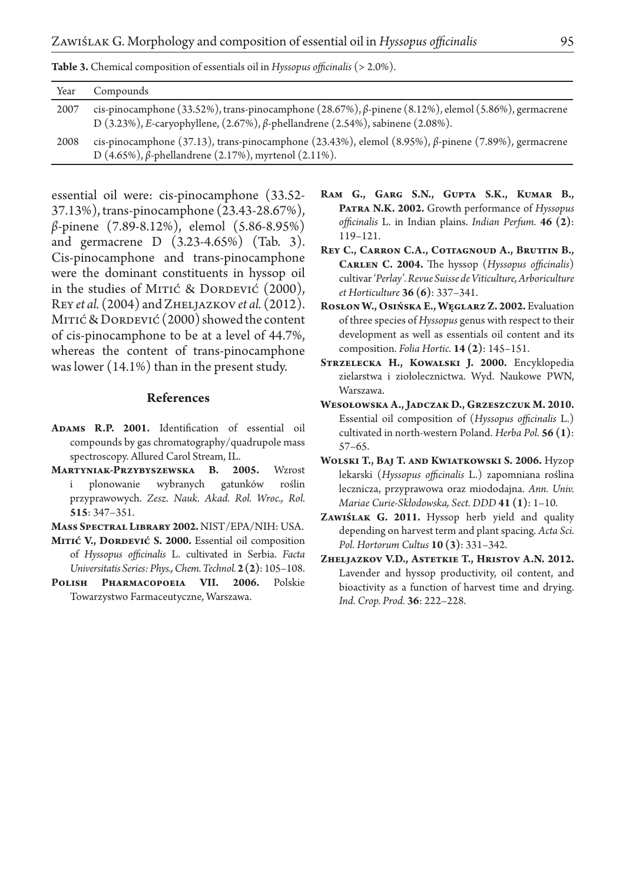**Table 3.** Chemical composition of essentials oil in *Hyssopus officinalis* (> 2.0%).

| Year | Compounds |
|---|---|
| 2007 | cis-pinocamphone (33.52%), trans-pinocamphone (28.67%), *β*-pinene (8.12%), elemol (5.86%), germacrene D (3.23%), *E*-caryophyllene, (2.67%), *β*-phellandrene (2.54%), sabinene (2.08%). |
| 2008 | cis-pinocamphone (37.13), trans-pinocamphone (23.43%), elemol (8.95%), *β*-pinene (7.89%), germacrene D (4.65%), *β*-phellandrene (2.17%), myrtenol (2.11%). |

essential oil were: cis-pinocamphone (33.52-37.13%), trans-pinocamphone (23.43-28.67%), *β*-pinene (7.89-8.12%), elemol (5.86-8.95%) and germacrene D (3.23-4.65%) (Tab. 3). Cis-pinocamphone and trans-pinocamphone were the dominant constituents in hyssop oil in the studies of Mitić & Dordević (2000), Rey *et al.* (2004) and Zheljazkov *et al.* (2012). Mitić & Dordević (2000) showed the content of cis-pinocamphone to be at a level of 44.7%, whereas the content of trans-pinocamphone was lower (14.1%) than in the present study.

## References

**Adams R.P. 2001.** Identification of essential oil compounds by gas chromatography/quadrupole mass spectroscopy. Allured Carol Stream, IL.

**Martyniak-Przybyszewska B. 2005.** Wzrost i plonowanie wybranych gatunków roślin przyprawowych. *Zesz. Nauk. Akad. Rol. Wroc., Rol.* **515**: 347–351.

**Mass Spectral Library 2002.** NIST/EPA/NIH: USA.

**Mitić V., Dordević S. 2000.** Essential oil composition of *Hyssopus officinalis* L. cultivated in Serbia. *Facta Universitatis Series: Phys., Chem. Technol.* **2 (2)**: 105–108.

**Polish Pharmacopoeia VII. 2006.** Polskie Towarzystwo Farmaceutyczne, Warszawa.

**Ram G., Garg S.N., Gupta S.K., Kumar B., Patra N.K. 2002.** Growth performance of *Hyssopus officinalis* L. in Indian plains. *Indian Perfum.* **46 (2)**: 119–121.

**Rey C., Carron C.A., Cottagnoud A., Bruttin B., Carlen C. 2004.** The hyssop (*Hyssopus officinalis*) cultivar *'Perlay'*. *Revue Suisse de Viticulture, Arboriculture et Horticulture* **36 (6)**: 337–341.

**Rosłon W., Osińska E., Węglarz Z. 2002.** Evaluation of three species of *Hyssopus* genus with respect to their development as well as essentials oil content and its composition. *Folia Hortic.* **14 (2)**: 145–151.

**Strzelecka H., Kowalski J. 2000.** Encyklopedia zielarstwa i ziołolecznictwa. Wyd. Naukowe PWN, Warszawa.

**Wesołowska A., Jadczak D., Grzeszczuk M. 2010.** Essential oil composition of (*Hyssopus officinalis* L.) cultivated in north-western Poland. *Herba Pol.* **56 (1)**: 57–65.

**Wolski T., Baj T. and Kwiatkowski S. 2006.** Hyzop lekarski (*Hyssopus officinalis* L.) zapomniana roślina lecznicza, przyprawowa oraz miododajna. *Ann. Univ. Mariae Curie-Skłodowska, Sect. DDD* **41 (1)**: 1–10.

**Zawiślak G. 2011.** Hyssop herb yield and quality depending on harvest term and plant spacing. *Acta Sci. Pol. Hortorum Cultus* **10 (3)**: 331–342.

**Zheljazkov V.D., Astetkie T., Hristov A.N. 2012.** Lavender and hyssop productivity, oil content, and bioactivity as a function of harvest time and drying. *Ind. Crop. Prod.* **36**: 222–228.